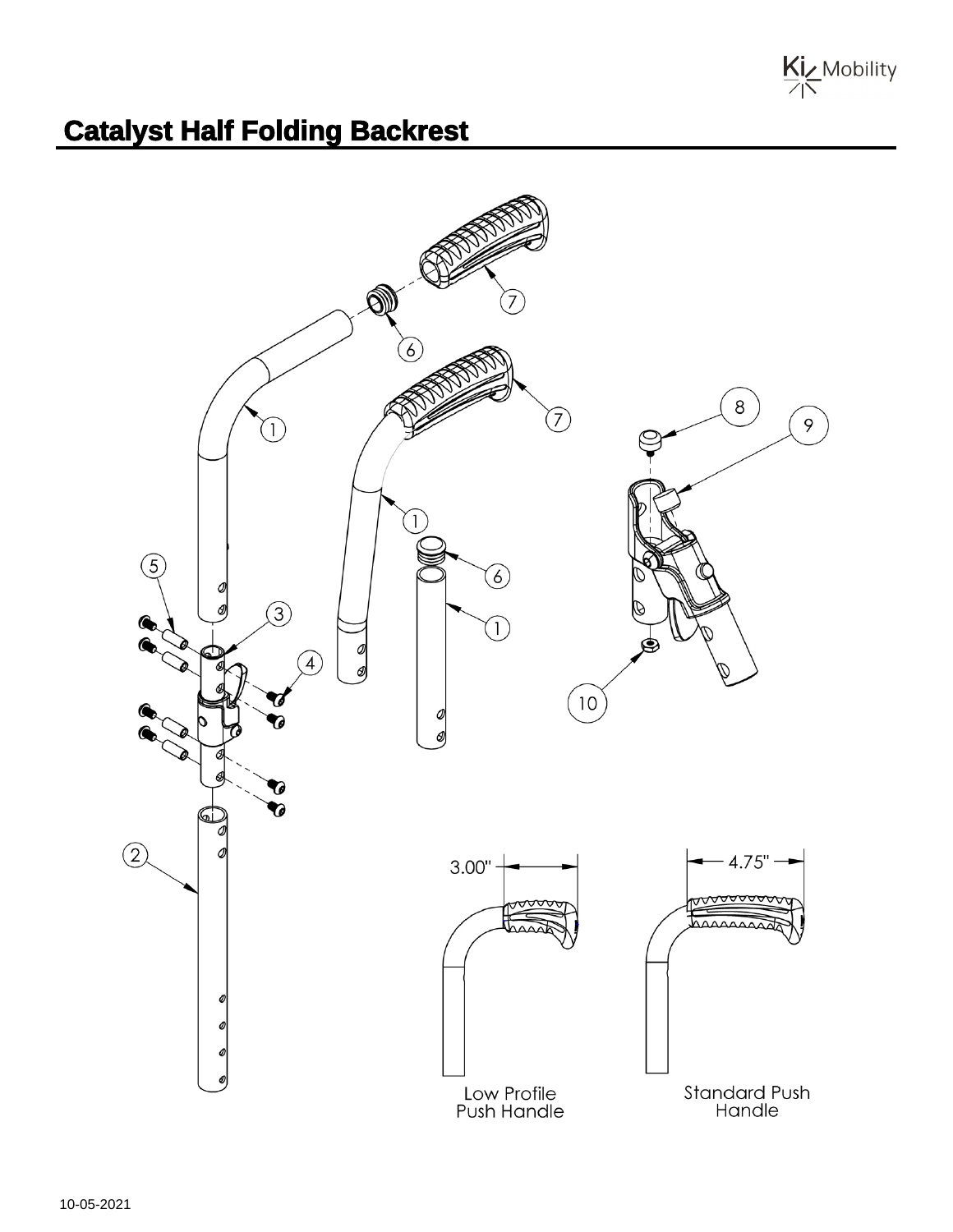# Catalyst Half Folding Backrest

1
2
3
4
5
6
7
8
9
10

3.00"

4.75"

Low Profile Push Handle

Standard Push Handle

10-05-2021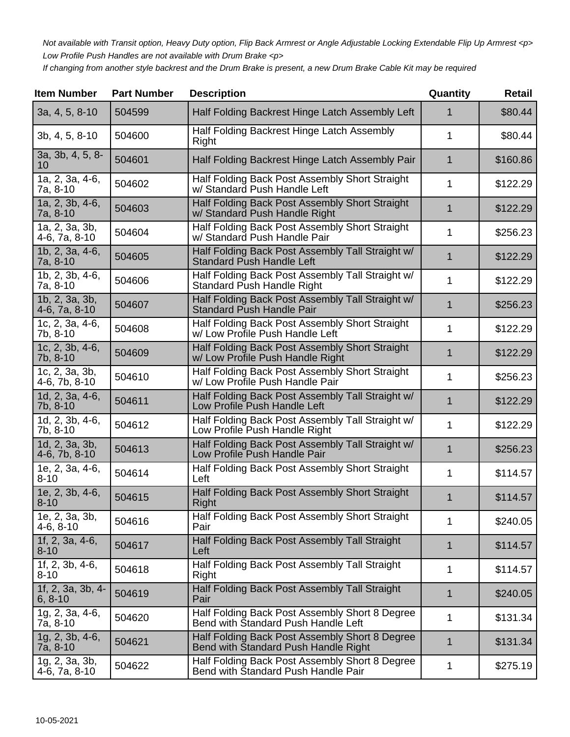*Not available with Transit option, Heavy Duty option, Flip Back Armrest or Angle Adjustable Locking Extendable Flip Up Armrest <p>*
*Low Profile Push Handles are not available with Drum Brake <p>*
*If changing from another style backrest and the Drum Brake is present, a new Drum Brake Cable Kit may be required*

| Item Number | Part Number | Description | Quantity | Retail |
|---|---|---|---|---|
| 3a, 4, 5, 8-10 | 504599 | Half Folding Backrest Hinge Latch Assembly Left | 1 | $80.44 |
| 3b, 4, 5, 8-10 | 504600 | Half Folding Backrest Hinge Latch Assembly Right | 1 | $80.44 |
| 3a, 3b, 4, 5, 8-10 | 504601 | Half Folding Backrest Hinge Latch Assembly Pair | 1 | $160.86 |
| 1a, 2, 3a, 4-6, 7a, 8-10 | 504602 | Half Folding Back Post Assembly Short Straight w/ Standard Push Handle Left | 1 | $122.29 |
| 1a, 2, 3b, 4-6, 7a, 8-10 | 504603 | Half Folding Back Post Assembly Short Straight w/ Standard Push Handle Right | 1 | $122.29 |
| 1a, 2, 3a, 3b, 4-6, 7a, 8-10 | 504604 | Half Folding Back Post Assembly Short Straight w/ Standard Push Handle Pair | 1 | $256.23 |
| 1b, 2, 3a, 4-6, 7a, 8-10 | 504605 | Half Folding Back Post Assembly Tall Straight w/ Standard Push Handle Left | 1 | $122.29 |
| 1b, 2, 3b, 4-6, 7a, 8-10 | 504606 | Half Folding Back Post Assembly Tall Straight w/ Standard Push Handle Right | 1 | $122.29 |
| 1b, 2, 3a, 3b, 4-6, 7a, 8-10 | 504607 | Half Folding Back Post Assembly Tall Straight w/ Standard Push Handle Pair | 1 | $256.23 |
| 1c, 2, 3a, 4-6, 7b, 8-10 | 504608 | Half Folding Back Post Assembly Short Straight w/ Low Profile Push Handle Left | 1 | $122.29 |
| 1c, 2, 3b, 4-6, 7b, 8-10 | 504609 | Half Folding Back Post Assembly Short Straight w/ Low Profile Push Handle Right | 1 | $122.29 |
| 1c, 2, 3a, 3b, 4-6, 7b, 8-10 | 504610 | Half Folding Back Post Assembly Short Straight w/ Low Profile Push Handle Pair | 1 | $256.23 |
| 1d, 2, 3a, 4-6, 7b, 8-10 | 504611 | Half Folding Back Post Assembly Tall Straight w/ Low Profile Push Handle Left | 1 | $122.29 |
| 1d, 2, 3b, 4-6, 7b, 8-10 | 504612 | Half Folding Back Post Assembly Tall Straight w/ Low Profile Push Handle Right | 1 | $122.29 |
| 1d, 2, 3a, 3b, 4-6, 7b, 8-10 | 504613 | Half Folding Back Post Assembly Tall Straight w/ Low Profile Push Handle Pair | 1 | $256.23 |
| 1e, 2, 3a, 4-6, 8-10 | 504614 | Half Folding Back Post Assembly Short Straight Left | 1 | $114.57 |
| 1e, 2, 3b, 4-6, 8-10 | 504615 | Half Folding Back Post Assembly Short Straight Right | 1 | $114.57 |
| 1e, 2, 3a, 3b, 4-6, 8-10 | 504616 | Half Folding Back Post Assembly Short Straight Pair | 1 | $240.05 |
| 1f, 2, 3a, 4-6, 8-10 | 504617 | Half Folding Back Post Assembly Tall Straight Left | 1 | $114.57 |
| 1f, 2, 3b, 4-6, 8-10 | 504618 | Half Folding Back Post Assembly Tall Straight Right | 1 | $114.57 |
| 1f, 2, 3a, 3b, 4-6, 8-10 | 504619 | Half Folding Back Post Assembly Tall Straight Pair | 1 | $240.05 |
| 1g, 2, 3a, 4-6, 7a, 8-10 | 504620 | Half Folding Back Post Assembly Short 8 Degree Bend with Standard Push Handle Left | 1 | $131.34 |
| 1g, 2, 3b, 4-6, 7a, 8-10 | 504621 | Half Folding Back Post Assembly Short 8 Degree Bend with Standard Push Handle Right | 1 | $131.34 |
| 1g, 2, 3a, 3b, 4-6, 7a, 8-10 | 504622 | Half Folding Back Post Assembly Short 8 Degree Bend with Standard Push Handle Pair | 1 | $275.19 |

10-05-2021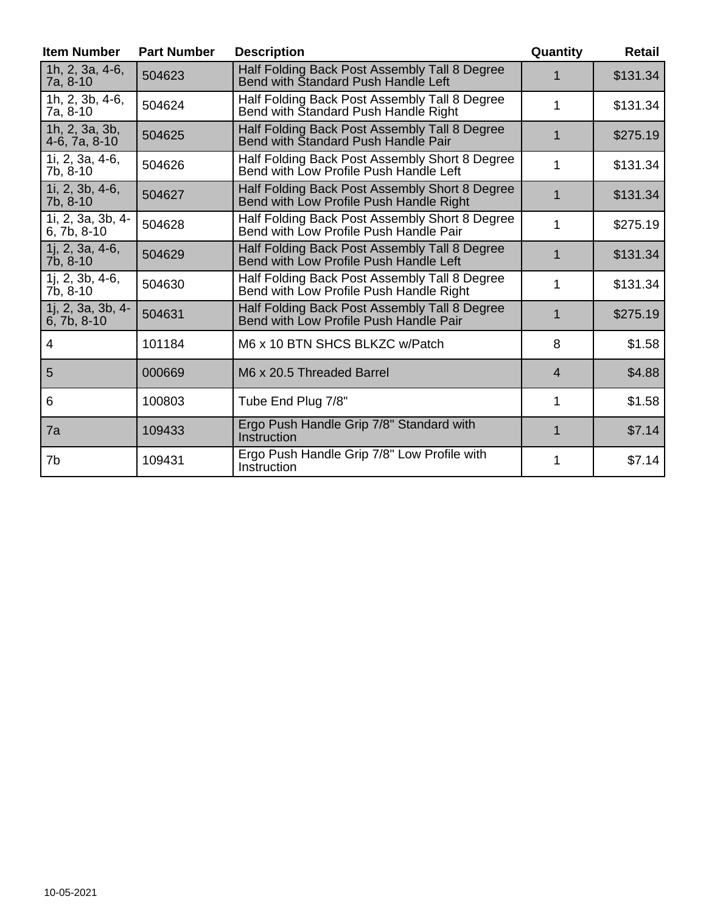| Item Number | Part Number | Description | Quantity | Retail |
|---|---|---|---|---|
| 1h, 2, 3a, 4-6, 7a, 8-10 | 504623 | Half Folding Back Post Assembly Tall 8 Degree Bend with Standard Push Handle Left | 1 | $131.34 |
| 1h, 2, 3b, 4-6, 7a, 8-10 | 504624 | Half Folding Back Post Assembly Tall 8 Degree Bend with Standard Push Handle Right | 1 | $131.34 |
| 1h, 2, 3a, 3b, 4-6, 7a, 8-10 | 504625 | Half Folding Back Post Assembly Tall 8 Degree Bend with Standard Push Handle Pair | 1 | $275.19 |
| 1i, 2, 3a, 4-6, 7b, 8-10 | 504626 | Half Folding Back Post Assembly Short 8 Degree Bend with Low Profile Push Handle Left | 1 | $131.34 |
| 1i, 2, 3b, 4-6, 7b, 8-10 | 504627 | Half Folding Back Post Assembly Short 8 Degree Bend with Low Profile Push Handle Right | 1 | $131.34 |
| 1i, 2, 3a, 3b, 4-6, 7b, 8-10 | 504628 | Half Folding Back Post Assembly Short 8 Degree Bend with Low Profile Push Handle Pair | 1 | $275.19 |
| 1j, 2, 3a, 4-6, 7b, 8-10 | 504629 | Half Folding Back Post Assembly Tall 8 Degree Bend with Low Profile Push Handle Left | 1 | $131.34 |
| 1j, 2, 3b, 4-6, 7b, 8-10 | 504630 | Half Folding Back Post Assembly Tall 8 Degree Bend with Low Profile Push Handle Right | 1 | $131.34 |
| 1j, 2, 3a, 3b, 4-6, 7b, 8-10 | 504631 | Half Folding Back Post Assembly Tall 8 Degree Bend with Low Profile Push Handle Pair | 1 | $275.19 |
| 4 | 101184 | M6 x 10 BTN SHCS BLKZC w/Patch | 8 | $1.58 |
| 5 | 000669 | M6 x 20.5 Threaded Barrel | 4 | $4.88 |
| 6 | 100803 | Tube End Plug 7/8" | 1 | $1.58 |
| 7a | 109433 | Ergo Push Handle Grip 7/8" Standard with Instruction | 1 | $7.14 |
| 7b | 109431 | Ergo Push Handle Grip 7/8" Low Profile with Instruction | 1 | $7.14 |

10-05-2021